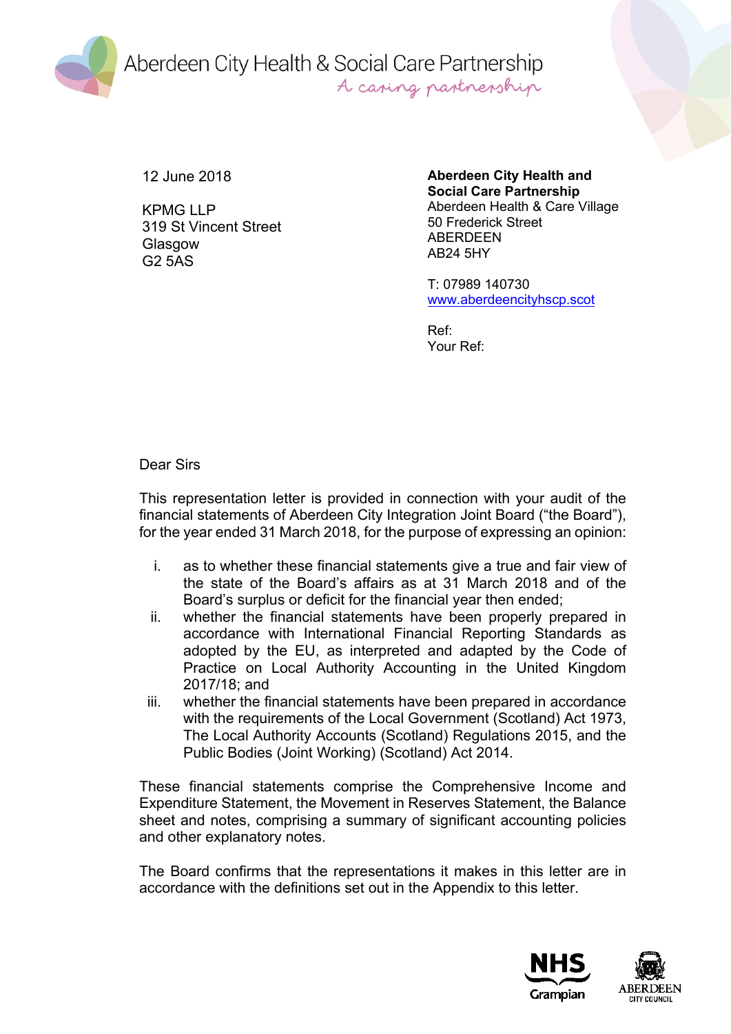Aberdeen City Health & Social Care Partnership
*A caring partnership*

12 June 2018

KPMG LLP
319 St Vincent Street
Glasgow
G2 5AS

**Aberdeen City Health and Social Care Partnership**
Aberdeen Health & Care Village
50 Frederick Street
ABERDEEN
AB24 5HY

T: 07989 140730
www.aberdeencityhscp.scot

Ref:
Your Ref:

Dear Sirs

This representation letter is provided in connection with your audit of the financial statements of Aberdeen City Integration Joint Board ("the Board"), for the year ended 31 March 2018, for the purpose of expressing an opinion:

i. as to whether these financial statements give a true and fair view of the state of the Board's affairs as at 31 March 2018 and of the Board's surplus or deficit for the financial year then ended;
ii. whether the financial statements have been properly prepared in accordance with International Financial Reporting Standards as adopted by the EU, as interpreted and adapted by the Code of Practice on Local Authority Accounting in the United Kingdom 2017/18; and
iii. whether the financial statements have been prepared in accordance with the requirements of the Local Government (Scotland) Act 1973, The Local Authority Accounts (Scotland) Regulations 2015, and the Public Bodies (Joint Working) (Scotland) Act 2014.

These financial statements comprise the Comprehensive Income and Expenditure Statement, the Movement in Reserves Statement, the Balance sheet and notes, comprising a summary of significant accounting policies and other explanatory notes.

The Board confirms that the representations it makes in this letter are in accordance with the definitions set out in the Appendix to this letter.

NHS Grampian
Aberdeen City Council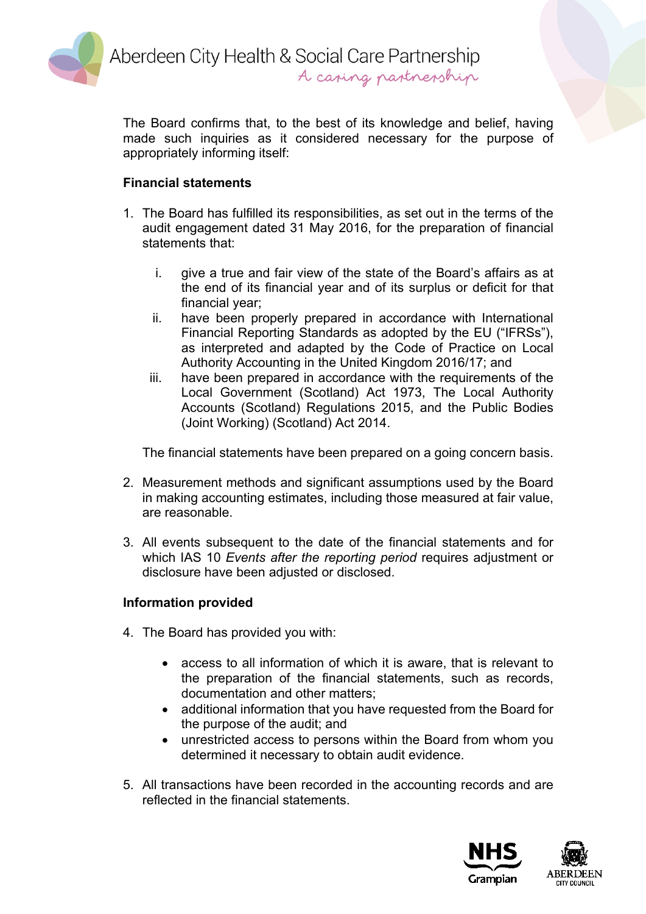The Board confirms that, to the best of its knowledge and belief, having made such inquiries as it considered necessary for the purpose of appropriately informing itself:

**Financial statements**

1. The Board has fulfilled its responsibilities, as set out in the terms of the audit engagement dated 31 May 2016, for the preparation of financial statements that:

   i. give a true and fair view of the state of the Board's affairs as at the end of its financial year and of its surplus or deficit for that financial year;
   ii. have been properly prepared in accordance with International Financial Reporting Standards as adopted by the EU ("IFRSs"), as interpreted and adapted by the Code of Practice on Local Authority Accounting in the United Kingdom 2016/17; and
   iii. have been prepared in accordance with the requirements of the Local Government (Scotland) Act 1973, The Local Authority Accounts (Scotland) Regulations 2015, and the Public Bodies (Joint Working) (Scotland) Act 2014.

   The financial statements have been prepared on a going concern basis.

2. Measurement methods and significant assumptions used by the Board in making accounting estimates, including those measured at fair value, are reasonable.

3. All events subsequent to the date of the financial statements and for which IAS 10 *Events after the reporting period* requires adjustment or disclosure have been adjusted or disclosed.

**Information provided**

4. The Board has provided you with:

   - access to all information of which it is aware, that is relevant to the preparation of the financial statements, such as records, documentation and other matters;
   - additional information that you have requested from the Board for the purpose of the audit; and
   - unrestricted access to persons within the Board from whom you determined it necessary to obtain audit evidence.

5. All transactions have been recorded in the accounting records and are reflected in the financial statements.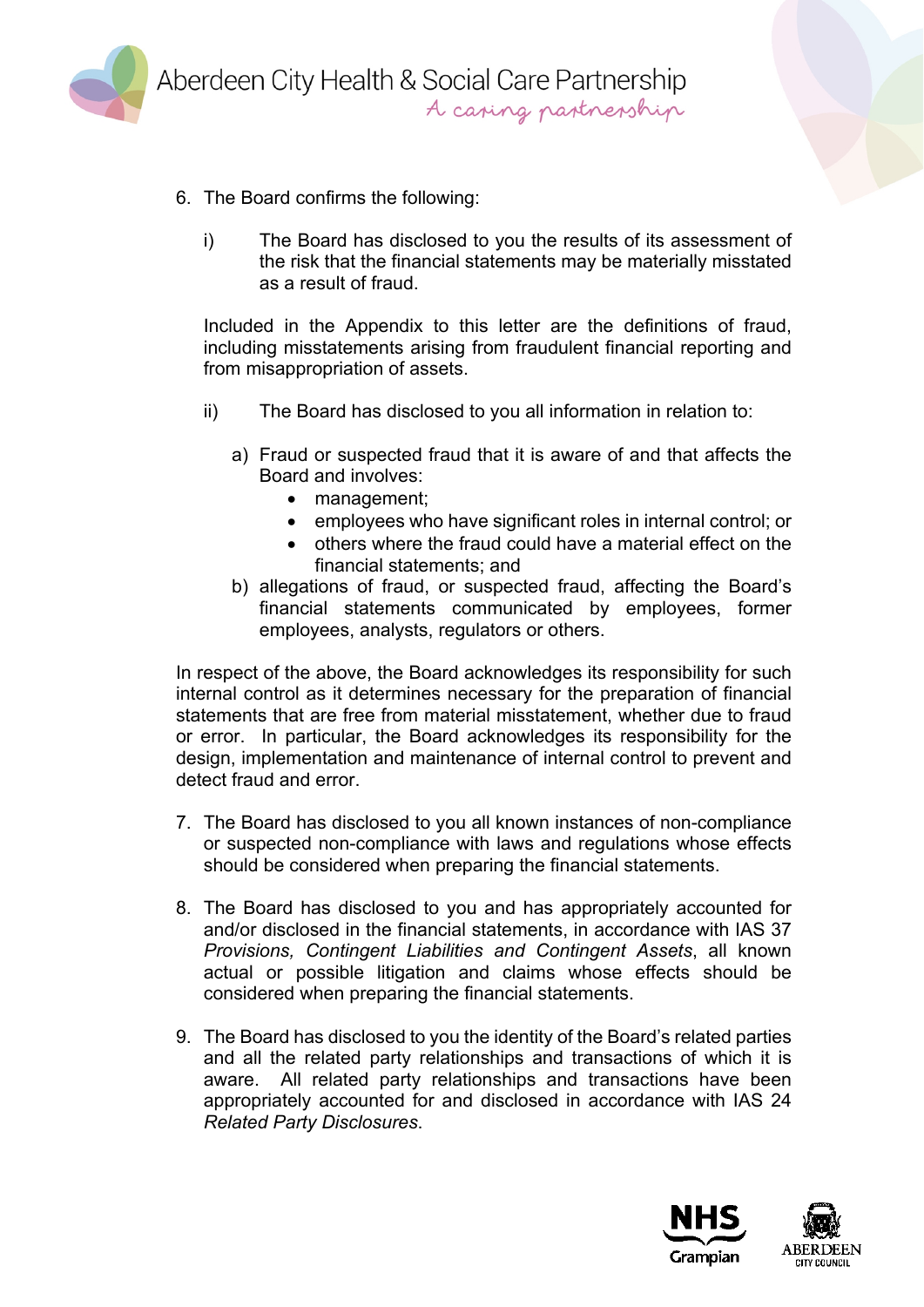6. The Board confirms the following:

   i) The Board has disclosed to you the results of its assessment of the risk that the financial statements may be materially misstated as a result of fraud.

   Included in the Appendix to this letter are the definitions of fraud, including misstatements arising from fraudulent financial reporting and from misappropriation of assets.

   ii) The Board has disclosed to you all information in relation to:

      a) Fraud or suspected fraud that it is aware of and that affects the Board and involves:
         - management;
         - employees who have significant roles in internal control; or
         - others where the fraud could have a material effect on the financial statements; and

      b) allegations of fraud, or suspected fraud, affecting the Board's financial statements communicated by employees, former employees, analysts, regulators or others.

In respect of the above, the Board acknowledges its responsibility for such internal control as it determines necessary for the preparation of financial statements that are free from material misstatement, whether due to fraud or error. In particular, the Board acknowledges its responsibility for the design, implementation and maintenance of internal control to prevent and detect fraud and error.

7. The Board has disclosed to you all known instances of non-compliance or suspected non-compliance with laws and regulations whose effects should be considered when preparing the financial statements.

8. The Board has disclosed to you and has appropriately accounted for and/or disclosed in the financial statements, in accordance with IAS 37 *Provisions, Contingent Liabilities and Contingent Assets*, all known actual or possible litigation and claims whose effects should be considered when preparing the financial statements.

9. The Board has disclosed to you the identity of the Board's related parties and all the related party relationships and transactions of which it is aware. All related party relationships and transactions have been appropriately accounted for and disclosed in accordance with IAS 24 *Related Party Disclosures*.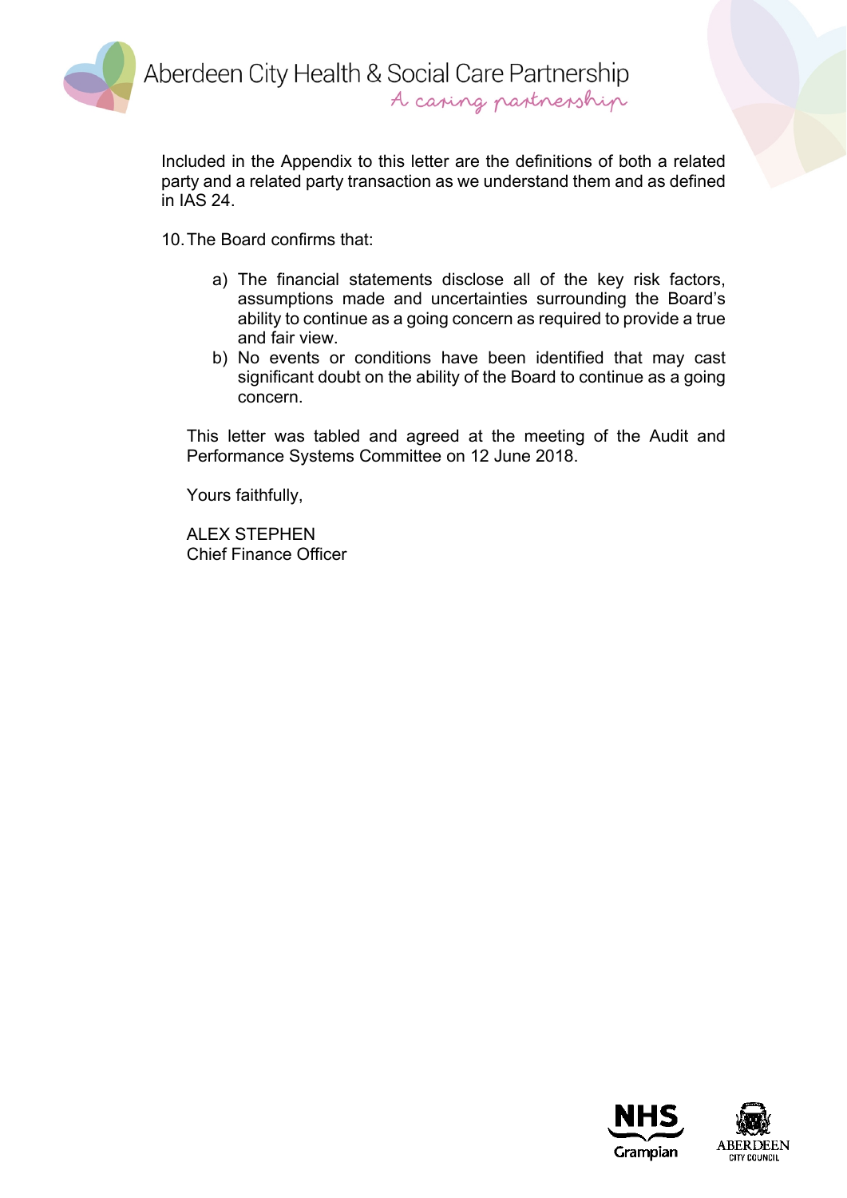Included in the Appendix to this letter are the definitions of both a related party and a related party transaction as we understand them and as defined in IAS 24.

10. The Board confirms that:

   a) The financial statements disclose all of the key risk factors, assumptions made and uncertainties surrounding the Board's ability to continue as a going concern as required to provide a true and fair view.
   b) No events or conditions have been identified that may cast significant doubt on the ability of the Board to continue as a going concern.

This letter was tabled and agreed at the meeting of the Audit and Performance Systems Committee on 12 June 2018.

Yours faithfully,

ALEX STEPHEN
Chief Finance Officer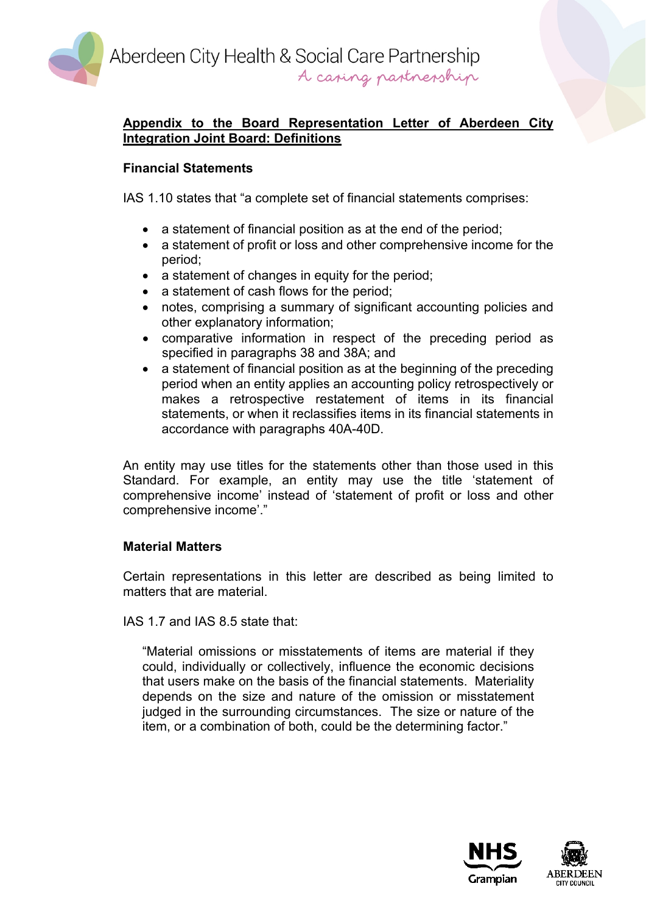**Appendix to the Board Representation Letter of Aberdeen City Integration Joint Board: Definitions**

**Financial Statements**

IAS 1.10 states that "a complete set of financial statements comprises:

- a statement of financial position as at the end of the period;
- a statement of profit or loss and other comprehensive income for the period;
- a statement of changes in equity for the period;
- a statement of cash flows for the period;
- notes, comprising a summary of significant accounting policies and other explanatory information;
- comparative information in respect of the preceding period as specified in paragraphs 38 and 38A; and
- a statement of financial position as at the beginning of the preceding period when an entity applies an accounting policy retrospectively or makes a retrospective restatement of items in its financial statements, or when it reclassifies items in its financial statements in accordance with paragraphs 40A-40D.

An entity may use titles for the statements other than those used in this Standard. For example, an entity may use the title 'statement of comprehensive income' instead of 'statement of profit or loss and other comprehensive income'."

**Material Matters**

Certain representations in this letter are described as being limited to matters that are material.

IAS 1.7 and IAS 8.5 state that:

> "Material omissions or misstatements of items are material if they could, individually or collectively, influence the economic decisions that users make on the basis of the financial statements. Materiality depends on the size and nature of the omission or misstatement judged in the surrounding circumstances. The size or nature of the item, or a combination of both, could be the determining factor."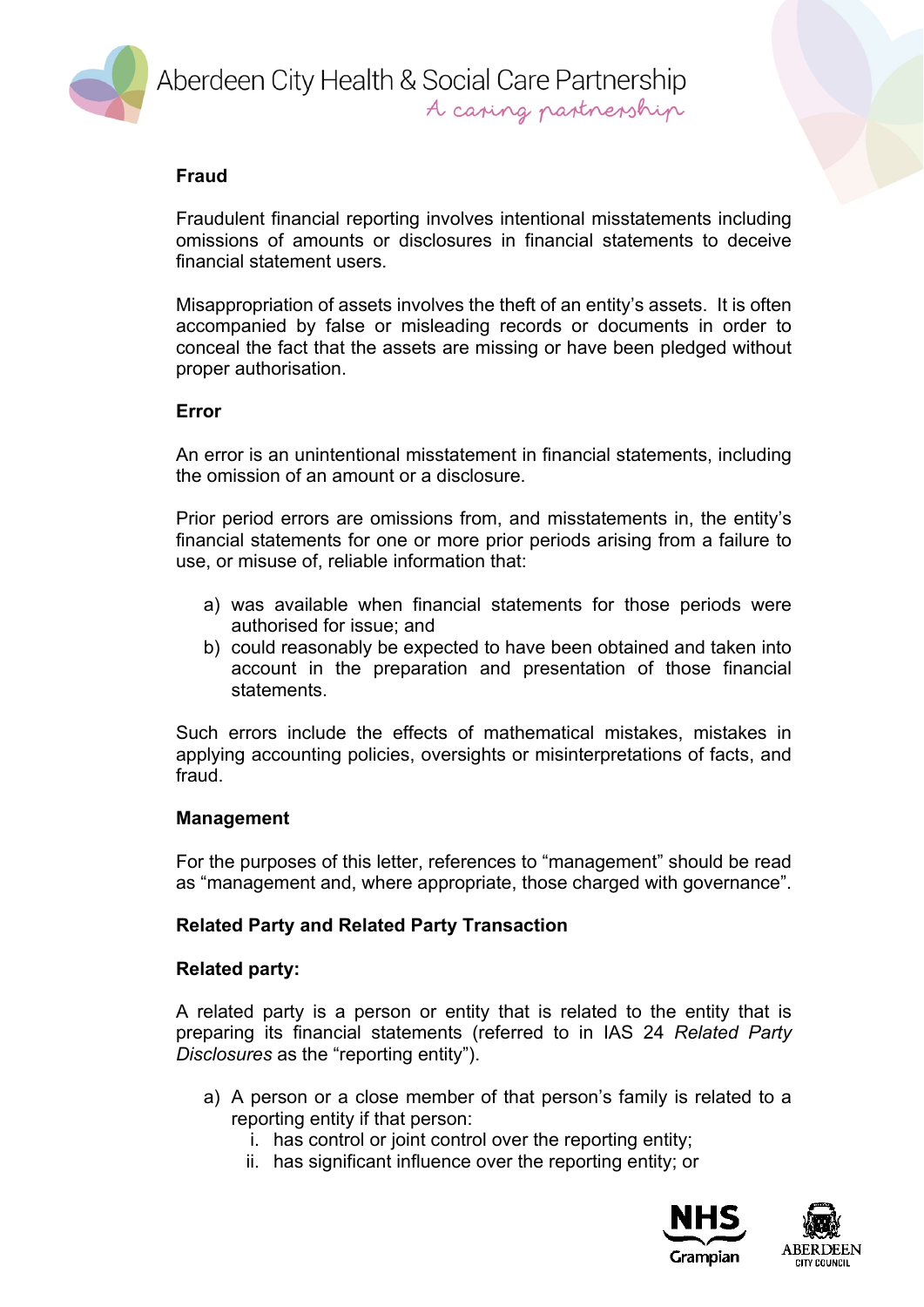**Fraud**

Fraudulent financial reporting involves intentional misstatements including omissions of amounts or disclosures in financial statements to deceive financial statement users.

Misappropriation of assets involves the theft of an entity's assets. It is often accompanied by false or misleading records or documents in order to conceal the fact that the assets are missing or have been pledged without proper authorisation.

**Error**

An error is an unintentional misstatement in financial statements, including the omission of an amount or a disclosure.

Prior period errors are omissions from, and misstatements in, the entity's financial statements for one or more prior periods arising from a failure to use, or misuse of, reliable information that:

a) was available when financial statements for those periods were authorised for issue; and
b) could reasonably be expected to have been obtained and taken into account in the preparation and presentation of those financial statements.

Such errors include the effects of mathematical mistakes, mistakes in applying accounting policies, oversights or misinterpretations of facts, and fraud.

**Management**

For the purposes of this letter, references to "management" should be read as "management and, where appropriate, those charged with governance".

**Related Party and Related Party Transaction**

**Related party:**

A related party is a person or entity that is related to the entity that is preparing its financial statements (referred to in IAS 24 *Related Party Disclosures* as the "reporting entity").

a) A person or a close member of that person's family is related to a reporting entity if that person:
   i. has control or joint control over the reporting entity;
   ii. has significant influence over the reporting entity; or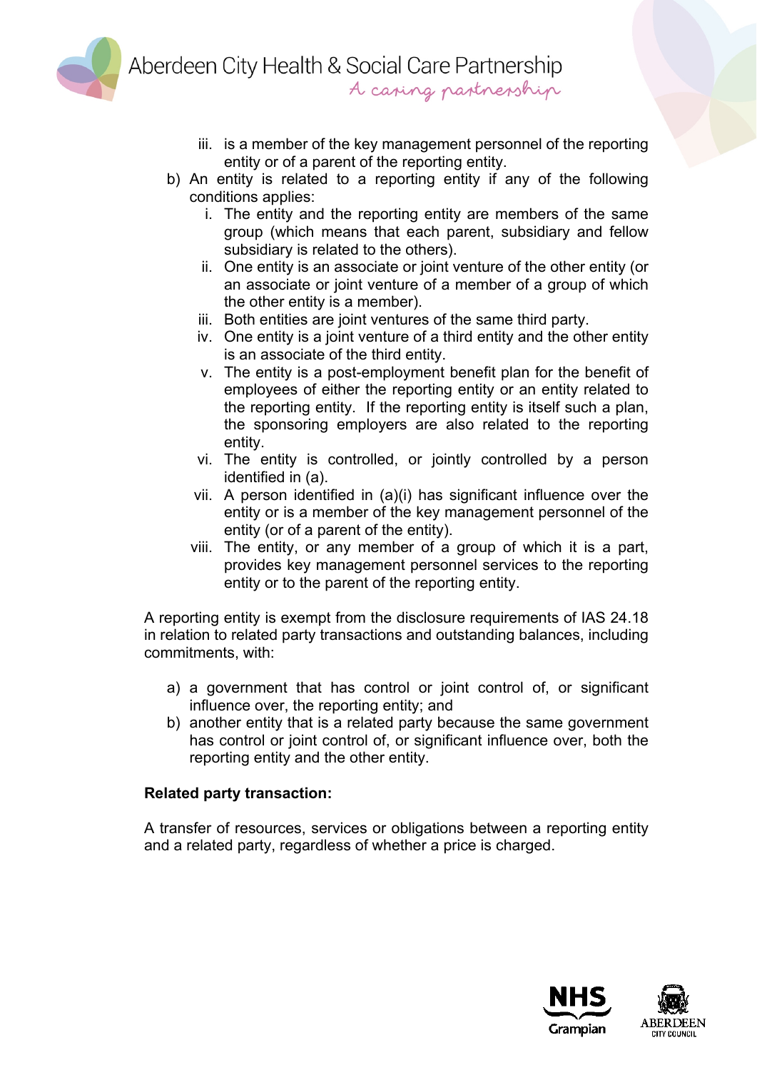iii. is a member of the key management personnel of the reporting entity or of a parent of the reporting entity.

b) An entity is related to a reporting entity if any of the following conditions applies:
   i. The entity and the reporting entity are members of the same group (which means that each parent, subsidiary and fellow subsidiary is related to the others).
   ii. One entity is an associate or joint venture of the other entity (or an associate or joint venture of a member of a group of which the other entity is a member).
   iii. Both entities are joint ventures of the same third party.
   iv. One entity is a joint venture of a third entity and the other entity is an associate of the third entity.
   v. The entity is a post-employment benefit plan for the benefit of employees of either the reporting entity or an entity related to the reporting entity. If the reporting entity is itself such a plan, the sponsoring employers are also related to the reporting entity.
   vi. The entity is controlled, or jointly controlled by a person identified in (a).
   vii. A person identified in (a)(i) has significant influence over the entity or is a member of the key management personnel of the entity (or of a parent of the entity).
   viii. The entity, or any member of a group of which it is a part, provides key management personnel services to the reporting entity or to the parent of the reporting entity.

A reporting entity is exempt from the disclosure requirements of IAS 24.18 in relation to related party transactions and outstanding balances, including commitments, with:

a) a government that has control or joint control of, or significant influence over, the reporting entity; and
b) another entity that is a related party because the same government has control or joint control of, or significant influence over, both the reporting entity and the other entity.

**Related party transaction:**

A transfer of resources, services or obligations between a reporting entity and a related party, regardless of whether a price is charged.